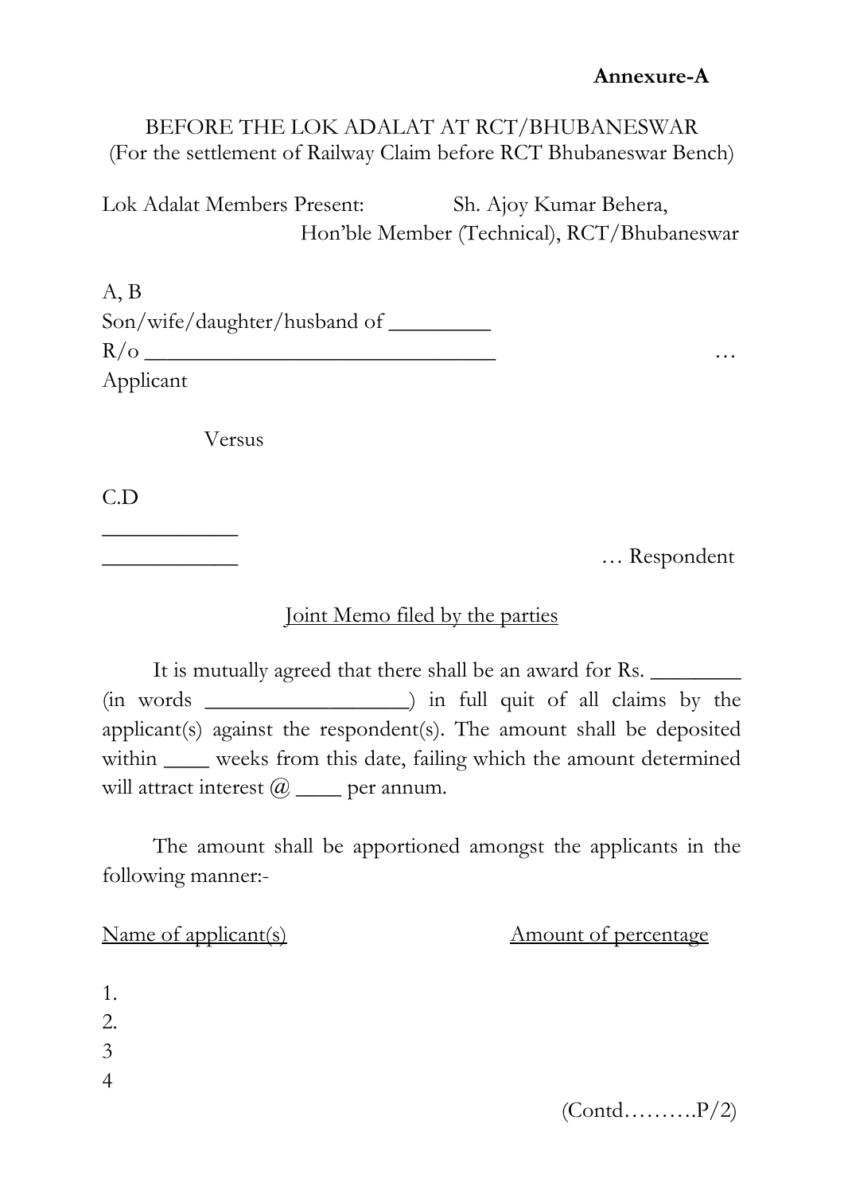**Annexure-A**

BEFORE THE LOK ADALAT AT RCT/BHUBANESWAR
(For the settlement of Railway Claim before RCT Bhubaneswar Bench)

Lok Adalat Members Present: Sh. Ajoy Kumar Behera,
Hon'ble Member (Technical), RCT/Bhubaneswar

A, B
Son/wife/daughter/husband of _________
R/o _______________________________ …
Applicant

Versus

C.D
____________
____________ … Respondent

Joint Memo filed by the parties

It is mutually agreed that there shall be an award for Rs. ________ (in words __________________) in full quit of all claims by the applicant(s) against the respondent(s). The amount shall be deposited within ____ weeks from this date, failing which the amount determined will attract interest @ ____ per annum.

The amount shall be apportioned amongst the applicants in the following manner:-

| Name of applicant(s) | Amount of percentage |
|---|---|
| 1. | |
| 2. | |
| 3 | |
| 4 | |

(Contd……….P/2)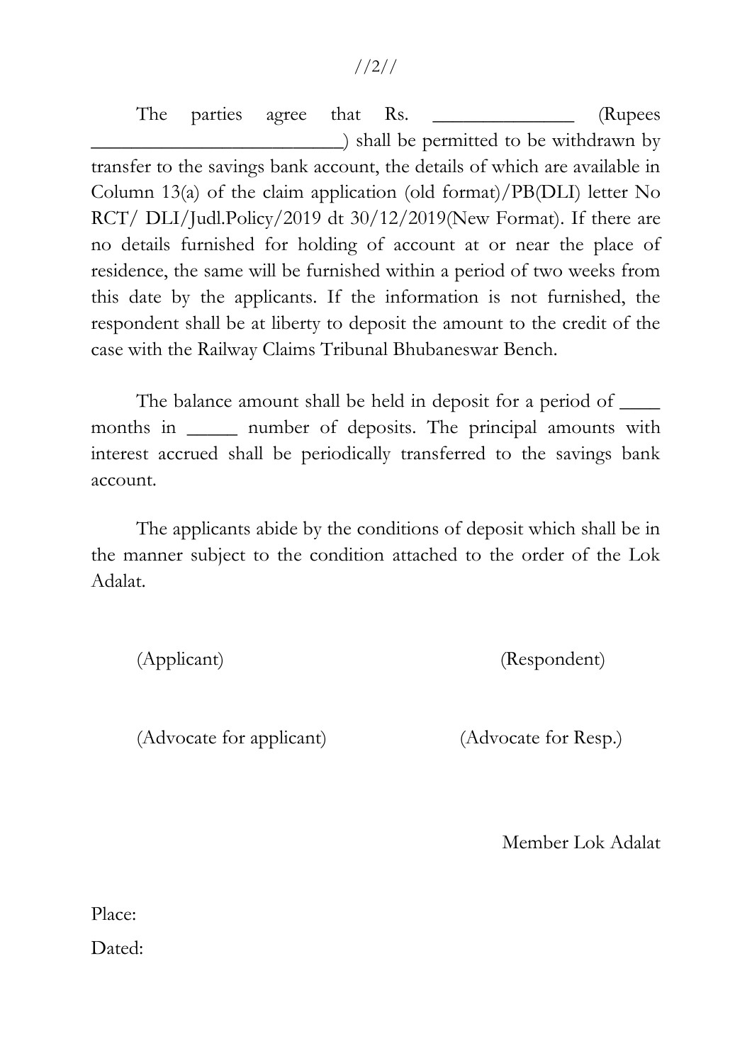The parties agree that Rs. ______________ (Rupees _________________________) shall be permitted to be withdrawn by transfer to the savings bank account, the details of which are available in Column 13(a) of the claim application (old format)/PB(DLI) letter No RCT/ DLI/Judl.Policy/2019 dt 30/12/2019(New Format). If there are no details furnished for holding of account at or near the place of residence, the same will be furnished within a period of two weeks from this date by the applicants. If the information is not furnished, the respondent shall be at liberty to deposit the amount to the credit of the case with the Railway Claims Tribunal Bhubaneswar Bench.

The balance amount shall be held in deposit for a period of ____ months in _____ number of deposits. The principal amounts with interest accrued shall be periodically transferred to the savings bank account.

The applicants abide by the conditions of deposit which shall be in the manner subject to the condition attached to the order of the Lok Adalat.

(Applicant)                                        (Respondent)

(Advocate for applicant)                           (Advocate for Resp.)

Member Lok Adalat

Place:

Dated: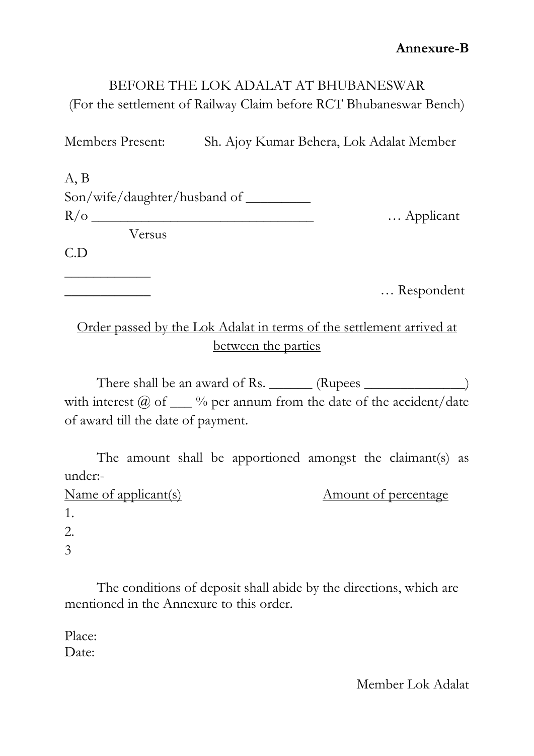**Annexure-B**

BEFORE THE LOK ADALAT AT BHUBANESWAR
(For the settlement of Railway Claim before RCT Bhubaneswar Bench)

Members Present: Sh. Ajoy Kumar Behera, Lok Adalat Member

A, B
Son/wife/daughter/husband of _________
R/o ________________________________ … Applicant

Versus

C.D
____________
____________ … Respondent

Order passed by the Lok Adalat in terms of the settlement arrived at between the parties

There shall be an award of Rs. ______ (Rupees ______________) with interest @ of ___ % per annum from the date of the accident/date of award till the date of payment.

The amount shall be apportioned amongst the claimant(s) as under:-

| Name of applicant(s) | Amount of percentage |
| --- | --- |
| 1. | |
| 2. | |
| 3 | |

The conditions of deposit shall abide by the directions, which are mentioned in the Annexure to this order.

Place:
Date:

Member Lok Adalat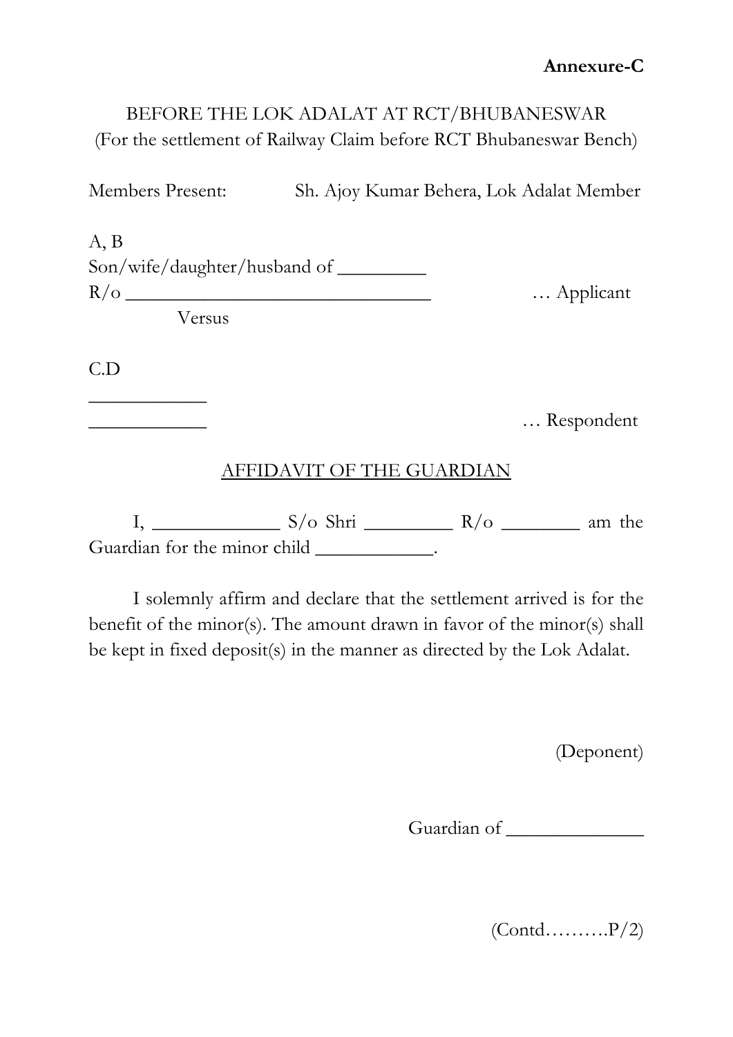**Annexure-C**

BEFORE THE LOK ADALAT AT RCT/BHUBANESWAR
(For the settlement of Railway Claim before RCT Bhubaneswar Bench)

Members Present: Sh. Ajoy Kumar Behera, Lok Adalat Member

A, B
Son/wife/daughter/husband of _________
R/o _________________________________ … Applicant

Versus

C.D
____________
____________ … Respondent

AFFIDAVIT OF THE GUARDIAN

I, _____________ S/o Shri _________ R/o ________ am the Guardian for the minor child ____________.

I solemnly affirm and declare that the settlement arrived is for the benefit of the minor(s). The amount drawn in favor of the minor(s) shall be kept in fixed deposit(s) in the manner as directed by the Lok Adalat.

(Deponent)

Guardian of ______________

(Contd……….P/2)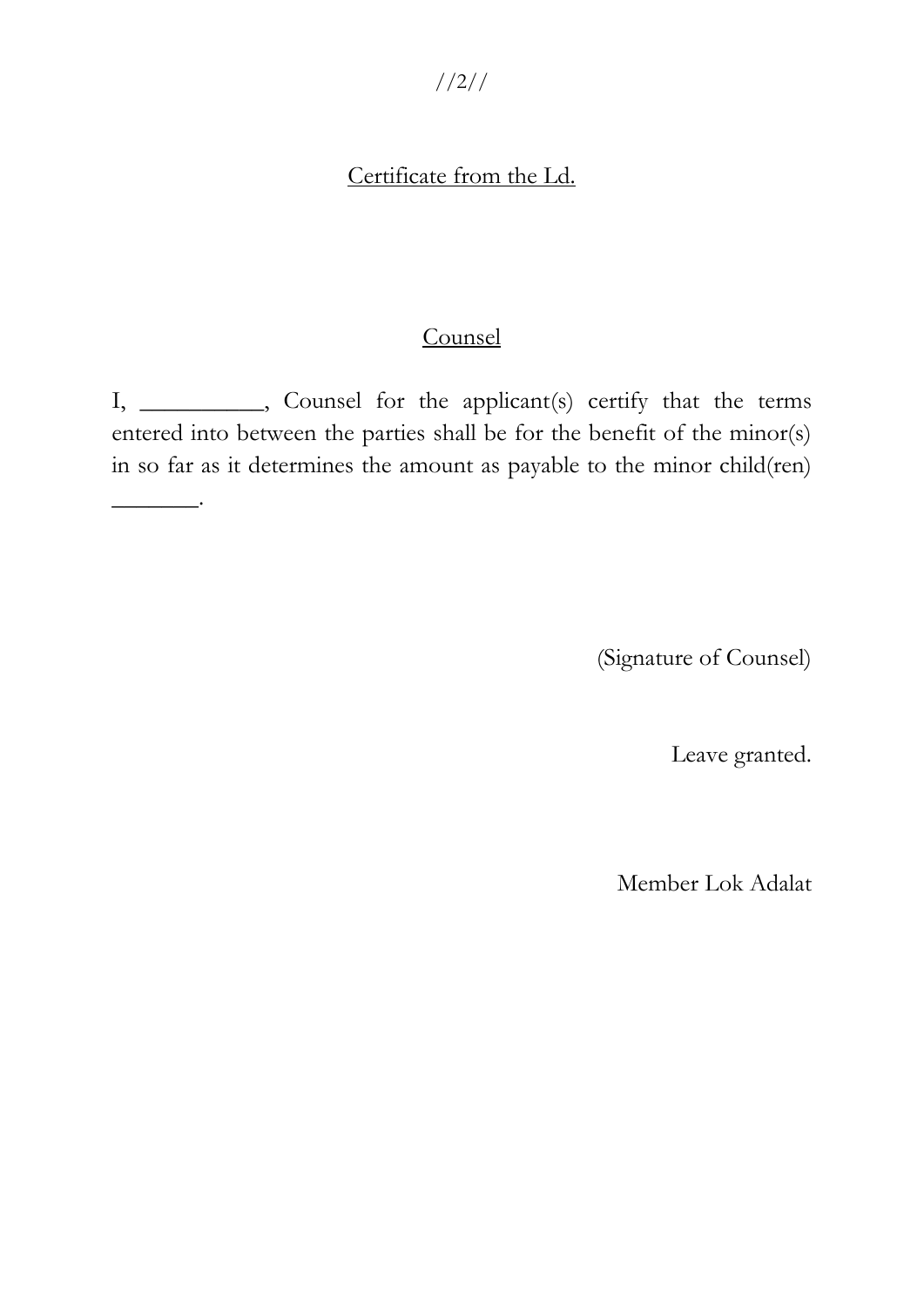//2//

<u>Certificate from the Ld.</u>

<u>Counsel</u>

I, __________, Counsel for the applicant(s) certify that the terms entered into between the parties shall be for the benefit of the minor(s) in so far as it determines the amount as payable to the minor child(ren) _______.

(Signature of Counsel)

Leave granted.

Member Lok Adalat